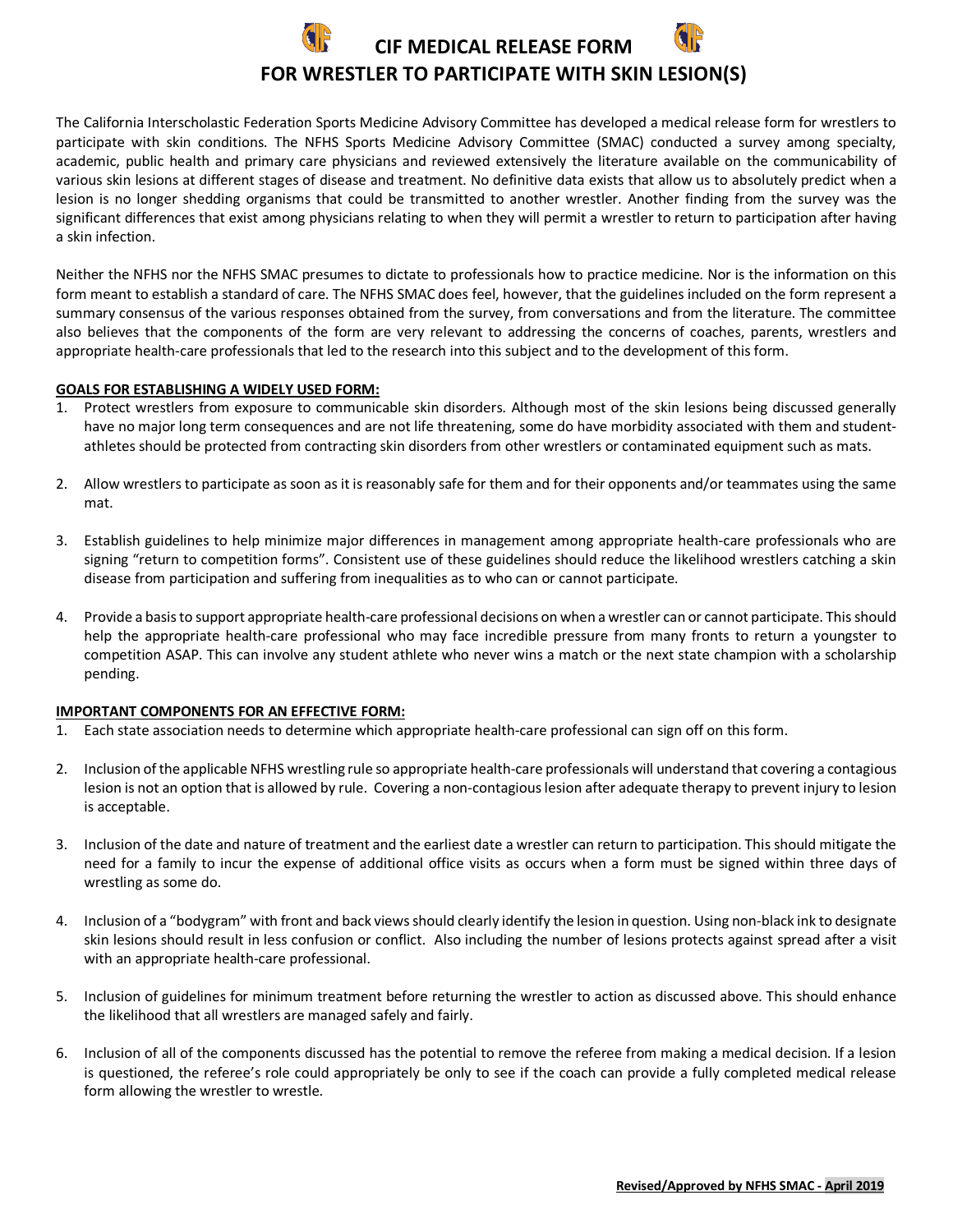# CIF MEDICAL RELEASE FORM
# FOR WRESTLER TO PARTICIPATE WITH SKIN LESION(S)

The California Interscholastic Federation Sports Medicine Advisory Committee has developed a medical release form for wrestlers to participate with skin conditions. The NFHS Sports Medicine Advisory Committee (SMAC) conducted a survey among specialty, academic, public health and primary care physicians and reviewed extensively the literature available on the communicability of various skin lesions at different stages of disease and treatment. No definitive data exists that allow us to absolutely predict when a lesion is no longer shedding organisms that could be transmitted to another wrestler. Another finding from the survey was the significant differences that exist among physicians relating to when they will permit a wrestler to return to participation after having a skin infection.

Neither the NFHS nor the NFHS SMAC presumes to dictate to professionals how to practice medicine. Nor is the information on this form meant to establish a standard of care. The NFHS SMAC does feel, however, that the guidelines included on the form represent a summary consensus of the various responses obtained from the survey, from conversations and from the literature. The committee also believes that the components of the form are very relevant to addressing the concerns of coaches, parents, wrestlers and appropriate health-care professionals that led to the research into this subject and to the development of this form.

**GOALS FOR ESTABLISHING A WIDELY USED FORM:**

1. Protect wrestlers from exposure to communicable skin disorders. Although most of the skin lesions being discussed generally have no major long term consequences and are not life threatening, some do have morbidity associated with them and student-athletes should be protected from contracting skin disorders from other wrestlers or contaminated equipment such as mats.

2. Allow wrestlers to participate as soon as it is reasonably safe for them and for their opponents and/or teammates using the same mat.

3. Establish guidelines to help minimize major differences in management among appropriate health-care professionals who are signing "return to competition forms". Consistent use of these guidelines should reduce the likelihood wrestlers catching a skin disease from participation and suffering from inequalities as to who can or cannot participate.

4. Provide a basis to support appropriate health-care professional decisions on when a wrestler can or cannot participate. This should help the appropriate health-care professional who may face incredible pressure from many fronts to return a youngster to competition ASAP. This can involve any student athlete who never wins a match or the next state champion with a scholarship pending.

**IMPORTANT COMPONENTS FOR AN EFFECTIVE FORM:**

1. Each state association needs to determine which appropriate health-care professional can sign off on this form.

2. Inclusion of the applicable NFHS wrestling rule so appropriate health-care professionals will understand that covering a contagious lesion is not an option that is allowed by rule. Covering a non-contagious lesion after adequate therapy to prevent injury to lesion is acceptable.

3. Inclusion of the date and nature of treatment and the earliest date a wrestler can return to participation. This should mitigate the need for a family to incur the expense of additional office visits as occurs when a form must be signed within three days of wrestling as some do.

4. Inclusion of a "bodygram" with front and back views should clearly identify the lesion in question. Using non-black ink to designate skin lesions should result in less confusion or conflict. Also including the number of lesions protects against spread after a visit with an appropriate health-care professional.

5. Inclusion of guidelines for minimum treatment before returning the wrestler to action as discussed above. This should enhance the likelihood that all wrestlers are managed safely and fairly.

6. Inclusion of all of the components discussed has the potential to remove the referee from making a medical decision. If a lesion is questioned, the referee's role could appropriately be only to see if the coach can provide a fully completed medical release form allowing the wrestler to wrestle.

**Revised/Approved by NFHS SMAC - April 2019**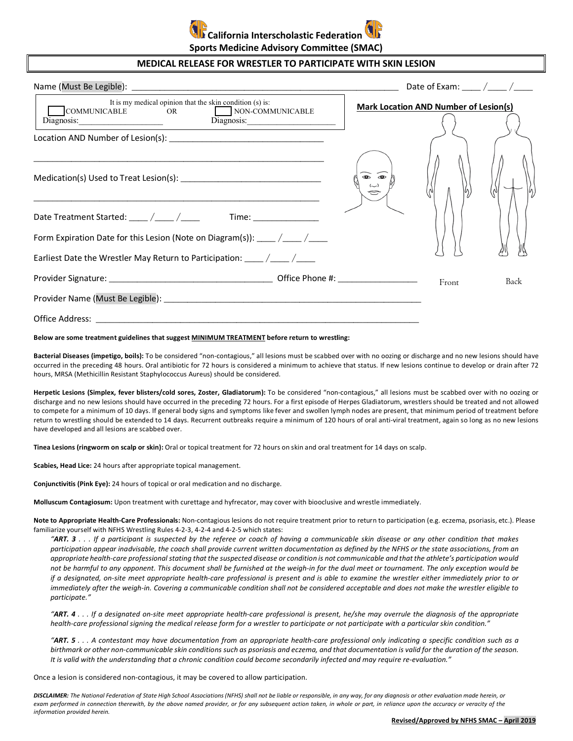California Interscholastic Federation

Sports Medicine Advisory Committee (SMAC)

## MEDICAL RELEASE FOR WRESTLER TO PARTICIPATE WITH SKIN LESION

Name (Must Be Legible): ____________________________________________ Date of Exam: ____ /____ /____

It is my medical opinion that the skin condition (s) is:

☐ COMMUNICABLE OR ☐ NON-COMMUNICABLE

Diagnosis:____________________ Diagnosis:____________________

**Mark Location AND Number of Lesion(s)**

Location AND Number of Lesion(s): ________________________________

____________________________________________________________

Medication(s) Used to Treat Lesion(s): ____________________________

____________________________________________________________

Date Treatment Started: ____ /____ /____ Time: ______________

Form Expiration Date for this Lesion (Note on Diagram(s)): ____ /____ /____

Earliest Date the Wrestler May Return to Participation: ____ /____ /____

Provider Signature: __________________________________ Office Phone #: _________________

Front Back

Provider Name (Must Be Legible): ________________________________________________________

Office Address: __________________________________________________________________

**Below are some treatment guidelines that suggest MINIMUM TREATMENT before return to wrestling:**

**Bacterial Diseases (impetigo, boils):** To be considered "non-contagious," all lesions must be scabbed over with no oozing or discharge and no new lesions should have occurred in the preceding 48 hours. Oral antibiotic for 72 hours is considered a minimum to achieve that status. If new lesions continue to develop or drain after 72 hours, MRSA (Methicillin Resistant Staphylococcus Aureus) should be considered.

**Herpetic Lesions (Simplex, fever blisters/cold sores, Zoster, Gladiatorum):** To be considered "non-contagious," all lesions must be scabbed over with no oozing or discharge and no new lesions should have occurred in the preceding 72 hours. For a first episode of Herpes Gladiatorum, wrestlers should be treated and not allowed to compete for a minimum of 10 days. If general body signs and symptoms like fever and swollen lymph nodes are present, that minimum period of treatment before return to wrestling should be extended to 14 days. Recurrent outbreaks require a minimum of 120 hours of oral anti-viral treatment, again so long as no new lesions have developed and all lesions are scabbed over.

**Tinea Lesions (ringworm on scalp or skin):** Oral or topical treatment for 72 hours on skin and oral treatment for 14 days on scalp.

**Scabies, Head Lice:** 24 hours after appropriate topical management.

**Conjunctivitis (Pink Eye):** 24 hours of topical or oral medication and no discharge.

**Molluscum Contagiosum:** Upon treatment with curettage and hyfrecator, may cover with biooclusive and wrestle immediately.

**Note to Appropriate Health-Care Professionals:** Non-contagious lesions do not require treatment prior to return to participation (e.g. eczema, psoriasis, etc.). Please familiarize yourself with NFHS Wrestling Rules 4-2-3, 4-2-4 and 4-2-5 which states:

> *"**ART. 3** . . . If a participant is suspected by the referee or coach of having a communicable skin disease or any other condition that makes participation appear inadvisable, the coach shall provide current written documentation as defined by the NFHS or the state associations, from an appropriate health-care professional stating that the suspected disease or condition is not communicable and that the athlete's participation would not be harmful to any opponent. This document shall be furnished at the weigh-in for the dual meet or tournament. The only exception would be if a designated, on-site meet appropriate health-care professional is present and is able to examine the wrestler either immediately prior to or immediately after the weigh-in. Covering a communicable condition shall not be considered acceptable and does not make the wrestler eligible to participate."*
>
> *"**ART. 4** . . . If a designated on-site meet appropriate health-care professional is present, he/she may overrule the diagnosis of the appropriate health-care professional signing the medical release form for a wrestler to participate or not participate with a particular skin condition."*
>
> *"**ART. 5** . . . A contestant may have documentation from an appropriate health-care professional only indicating a specific condition such as a birthmark or other non-communicable skin conditions such as psoriasis and eczema, and that documentation is valid for the duration of the season. It is valid with the understanding that a chronic condition could become secondarily infected and may require re-evaluation."*

Once a lesion is considered non-contagious, it may be covered to allow participation.

***DISCLAIMER:*** *The National Federation of State High School Associations (NFHS) shall not be liable or responsible, in any way, for any diagnosis or other evaluation made herein, or exam performed in connection therewith, by the above named provider, or for any subsequent action taken, in whole or part, in reliance upon the accuracy or veracity of the information provided herein.*

**Revised/Approved by NFHS SMAC – April 2019**